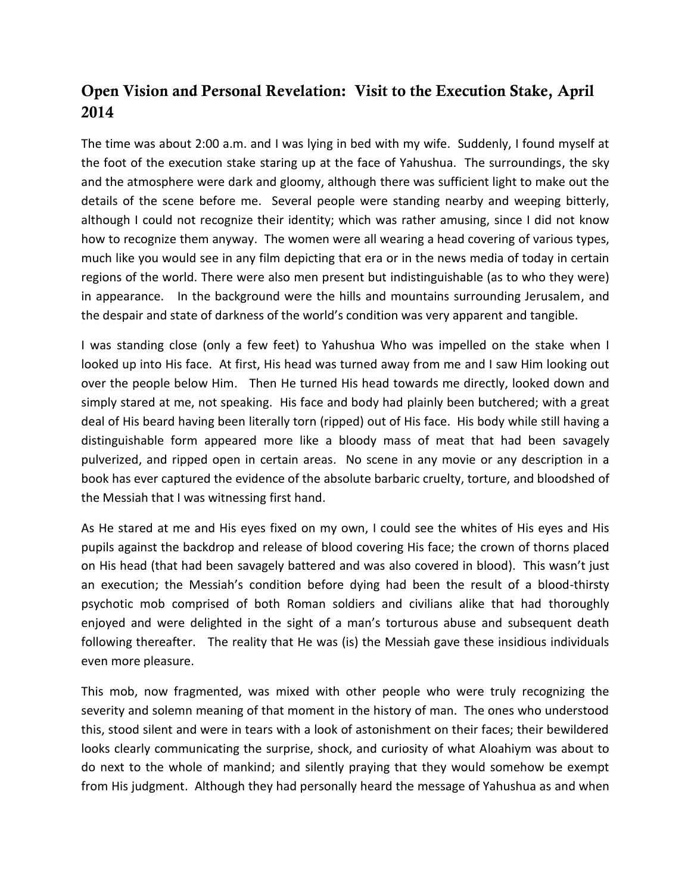## Open Vision and Personal Revelation: Visit to the Execution Stake, April 2014

The time was about 2:00 a.m. and I was lying in bed with my wife. Suddenly, I found myself at the foot of the execution stake staring up at the face of Yahushua. The surroundings, the sky and the atmosphere were dark and gloomy, although there was sufficient light to make out the details of the scene before me. Several people were standing nearby and weeping bitterly, although I could not recognize their identity; which was rather amusing, since I did not know how to recognize them anyway. The women were all wearing a head covering of various types, much like you would see in any film depicting that era or in the news media of today in certain regions of the world. There were also men present but indistinguishable (as to who they were) in appearance. In the background were the hills and mountains surrounding Jerusalem, and the despair and state of darkness of the world's condition was very apparent and tangible.

I was standing close (only a few feet) to Yahushua Who was impelled on the stake when I looked up into His face. At first, His head was turned away from me and I saw Him looking out over the people below Him. Then He turned His head towards me directly, looked down and simply stared at me, not speaking. His face and body had plainly been butchered; with a great deal of His beard having been literally torn (ripped) out of His face. His body while still having a distinguishable form appeared more like a bloody mass of meat that had been savagely pulverized, and ripped open in certain areas. No scene in any movie or any description in a book has ever captured the evidence of the absolute barbaric cruelty, torture, and bloodshed of the Messiah that I was witnessing first hand.

As He stared at me and His eyes fixed on my own, I could see the whites of His eyes and His pupils against the backdrop and release of blood covering His face; the crown of thorns placed on His head (that had been savagely battered and was also covered in blood). This wasn't just an execution; the Messiah's condition before dying had been the result of a blood-thirsty psychotic mob comprised of both Roman soldiers and civilians alike that had thoroughly enjoyed and were delighted in the sight of a man's torturous abuse and subsequent death following thereafter. The reality that He was (is) the Messiah gave these insidious individuals even more pleasure.

This mob, now fragmented, was mixed with other people who were truly recognizing the severity and solemn meaning of that moment in the history of man. The ones who understood this, stood silent and were in tears with a look of astonishment on their faces; their bewildered looks clearly communicating the surprise, shock, and curiosity of what Aloahiym was about to do next to the whole of mankind; and silently praying that they would somehow be exempt from His judgment. Although they had personally heard the message of Yahushua as and when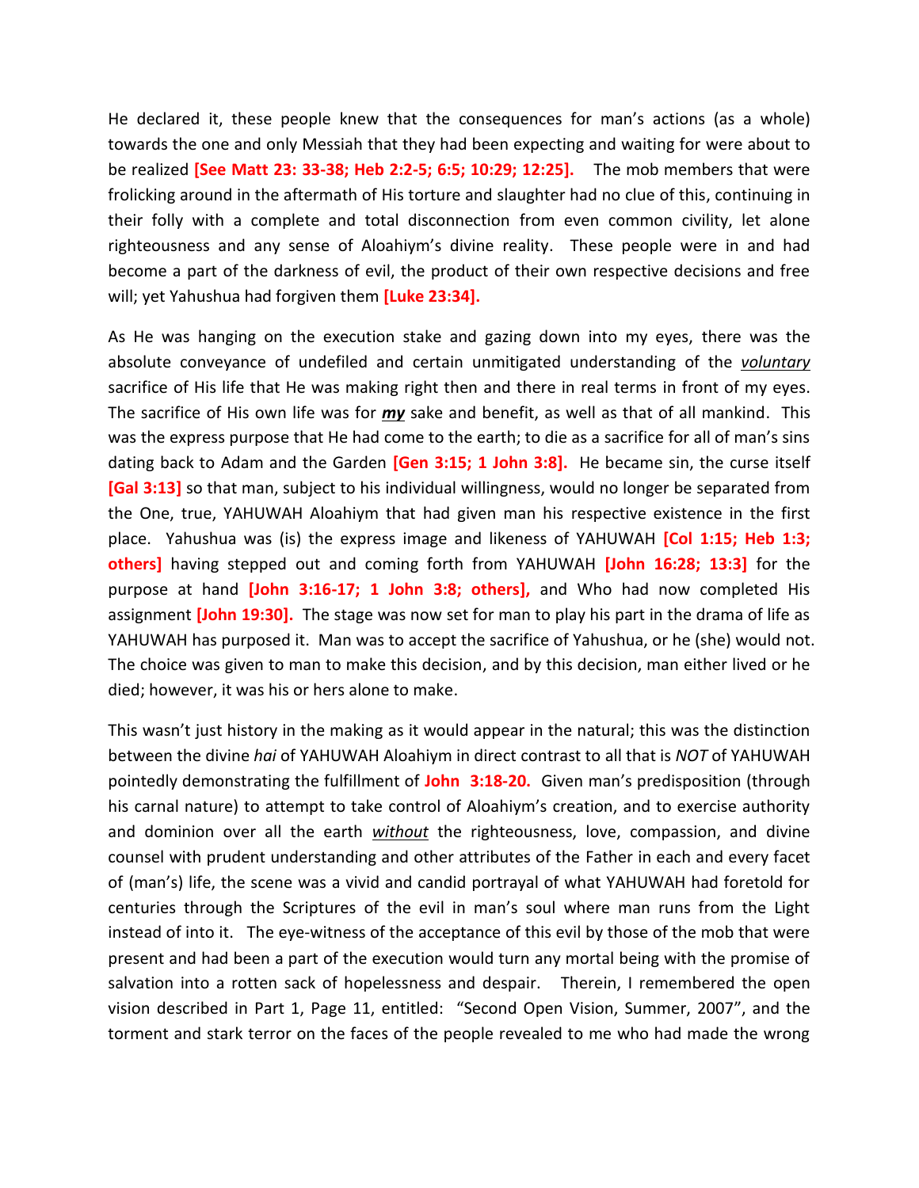He declared it, these people knew that the consequences for man's actions (as a whole) towards the one and only Messiah that they had been expecting and waiting for were about to be realized **[See Matt 23: 33-38; Heb 2:2-5; 6:5; 10:29; 12:25].** The mob members that were frolicking around in the aftermath of His torture and slaughter had no clue of this, continuing in their folly with a complete and total disconnection from even common civility, let alone righteousness and any sense of Aloahiym's divine reality. These people were in and had become a part of the darkness of evil, the product of their own respective decisions and free will; yet Yahushua had forgiven them **[Luke 23:34].**

As He was hanging on the execution stake and gazing down into my eyes, there was the absolute conveyance of undefiled and certain unmitigated understanding of the *voluntary* sacrifice of His life that He was making right then and there in real terms in front of my eyes. The sacrifice of His own life was for ***my*** sake and benefit, as well as that of all mankind. This was the express purpose that He had come to the earth; to die as a sacrifice for all of man's sins dating back to Adam and the Garden **[Gen 3:15; 1 John 3:8].** He became sin, the curse itself **[Gal 3:13]** so that man, subject to his individual willingness, would no longer be separated from the One, true, YAHUWAH Aloahiym that had given man his respective existence in the first place. Yahushua was (is) the express image and likeness of YAHUWAH **[Col 1:15; Heb 1:3; others]** having stepped out and coming forth from YAHUWAH **[John 16:28; 13:3]** for the purpose at hand **[John 3:16-17; 1 John 3:8; others],** and Who had now completed His assignment **[John 19:30].** The stage was now set for man to play his part in the drama of life as YAHUWAH has purposed it. Man was to accept the sacrifice of Yahushua, or he (she) would not. The choice was given to man to make this decision, and by this decision, man either lived or he died; however, it was his or hers alone to make.

This wasn't just history in the making as it would appear in the natural; this was the distinction between the divine *hai* of YAHUWAH Aloahiym in direct contrast to all that is *NOT* of YAHUWAH pointedly demonstrating the fulfillment of **John 3:18-20.** Given man's predisposition (through his carnal nature) to attempt to take control of Aloahiym's creation, and to exercise authority and dominion over all the earth *without* the righteousness, love, compassion, and divine counsel with prudent understanding and other attributes of the Father in each and every facet of (man's) life, the scene was a vivid and candid portrayal of what YAHUWAH had foretold for centuries through the Scriptures of the evil in man's soul where man runs from the Light instead of into it. The eye-witness of the acceptance of this evil by those of the mob that were present and had been a part of the execution would turn any mortal being with the promise of salvation into a rotten sack of hopelessness and despair. Therein, I remembered the open vision described in Part 1, Page 11, entitled: "Second Open Vision, Summer, 2007", and the torment and stark terror on the faces of the people revealed to me who had made the wrong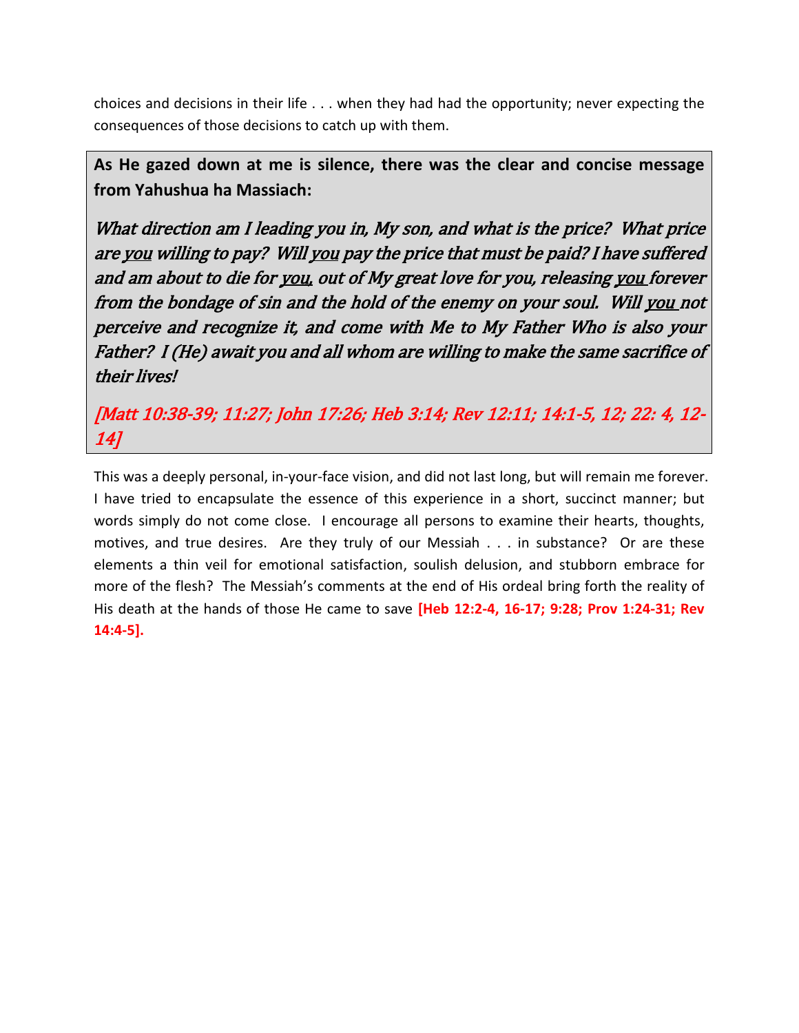choices and decisions in their life . . . when they had had the opportunity; never expecting the consequences of those decisions to catch up with them.

> **As He gazed down at me is silence, there was the clear and concise message from Yahushua ha Massiach:**
>
> *What direction am I leading you in, My son, and what is the price? What price are you willing to pay? Will you pay the price that must be paid? I have suffered and am about to die for you, out of My great love for you, releasing you forever from the bondage of sin and the hold of the enemy on your soul. Will you not perceive and recognize it, and come with Me to My Father Who is also your Father? I (He) await you and all whom are willing to make the same sacrifice of their lives!*
>
> *[Matt 10:38-39; 11:27; John 17:26; Heb 3:14; Rev 12:11; 14:1-5, 12; 22: 4, 12-14]*

This was a deeply personal, in-your-face vision, and did not last long, but will remain me forever. I have tried to encapsulate the essence of this experience in a short, succinct manner; but words simply do not come close. I encourage all persons to examine their hearts, thoughts, motives, and true desires. Are they truly of our Messiah . . . in substance? Or are these elements a thin veil for emotional satisfaction, soulish delusion, and stubborn embrace for more of the flesh? The Messiah's comments at the end of His ordeal bring forth the reality of His death at the hands of those He came to save **[Heb 12:2-4, 16-17; 9:28; Prov 1:24-31; Rev 14:4-5].**